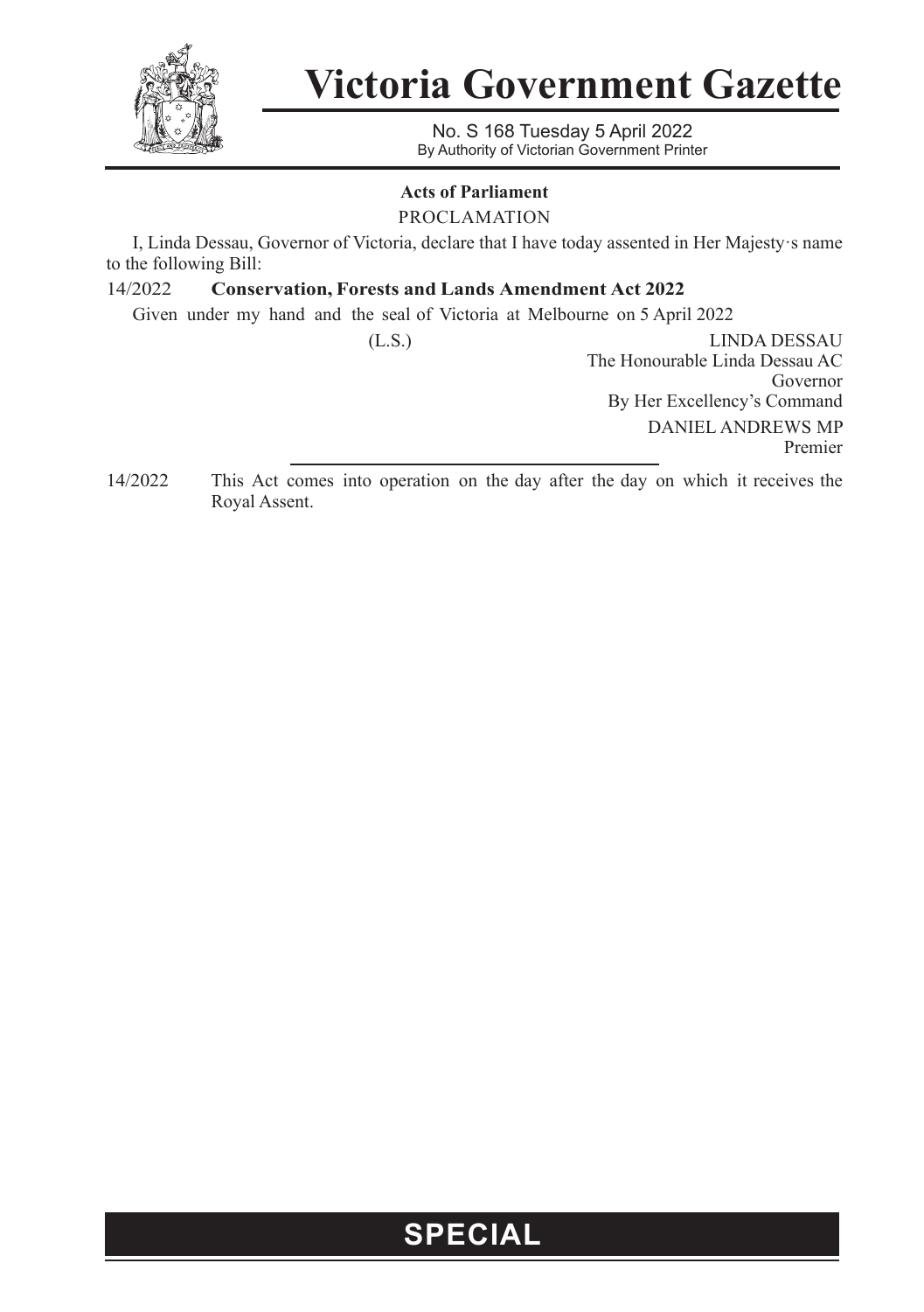# Victoria Government Gazette

No. S 168 Tuesday 5 April 2022

By Authority of Victorian Government Printer

## Acts of Parliament

PROCLAMATION

I, Linda Dessau, Governor of Victoria, declare that I have today assented in Her Majesty·s name to the following Bill:

14/2022 **Conservation, Forests and Lands Amendment Act 2022**

Given under my hand and the seal of Victoria at Melbourne on 5 April 2022

(L.S.)

LINDA DESSAU
The Honourable Linda Dessau AC
Governor
By Her Excellency's Command
DANIEL ANDREWS MP
Premier

---

14/2022 This Act comes into operation on the day after the day on which it receives the Royal Assent.

**SPECIAL**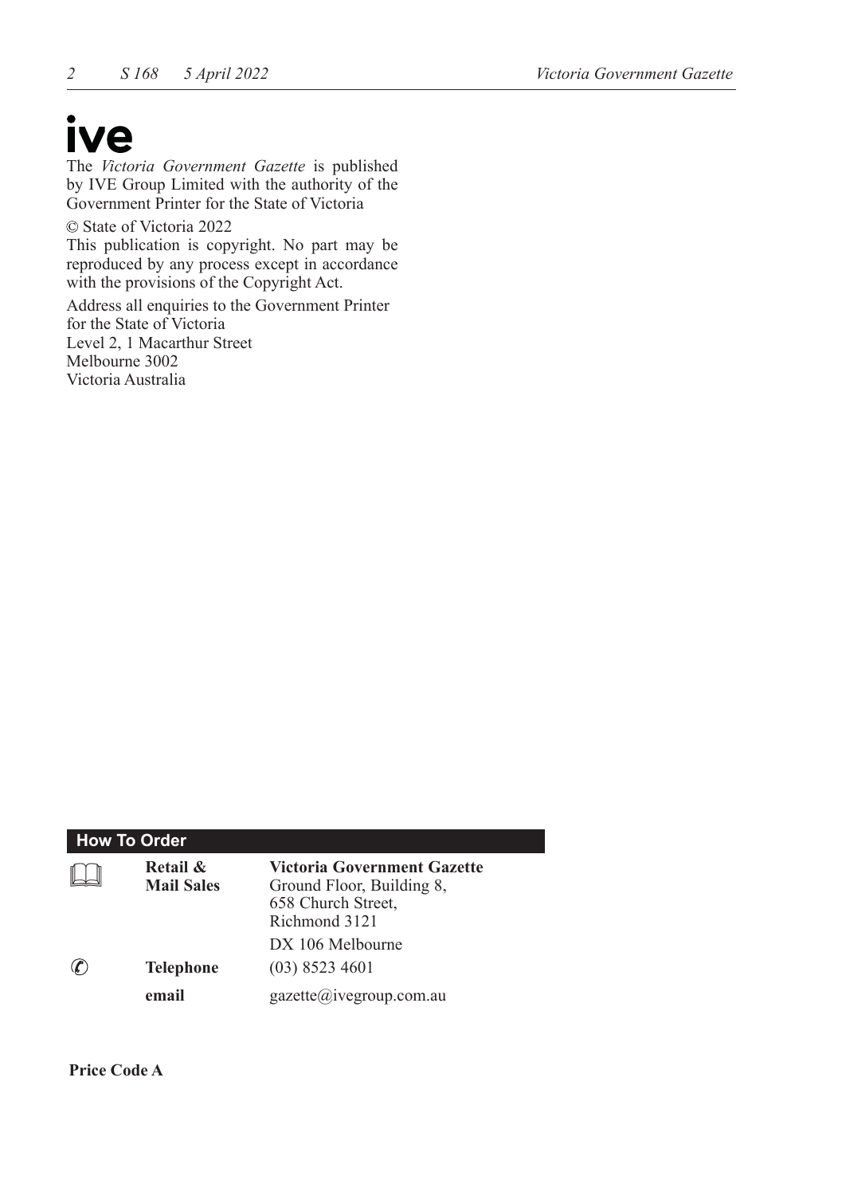ive

The *Victoria Government Gazette* is published by IVE Group Limited with the authority of the Government Printer for the State of Victoria

© State of Victoria 2022

This publication is copyright. No part may be reproduced by any process except in accordance with the provisions of the Copyright Act.

Address all enquiries to the Government Printer for the State of Victoria
Level 2, 1 Macarthur Street
Melbourne 3002
Victoria Australia

## How To Order

| | | |
|---|---|---|
| | **Retail & Mail Sales** | **Victoria Government Gazette** Ground Floor, Building 8, 658 Church Street, Richmond 3121 |
| | | DX 106 Melbourne |
| | **Telephone** | (03) 8523 4601 |
| | **email** | gazette@ivegroup.com.au |

**Price Code A**